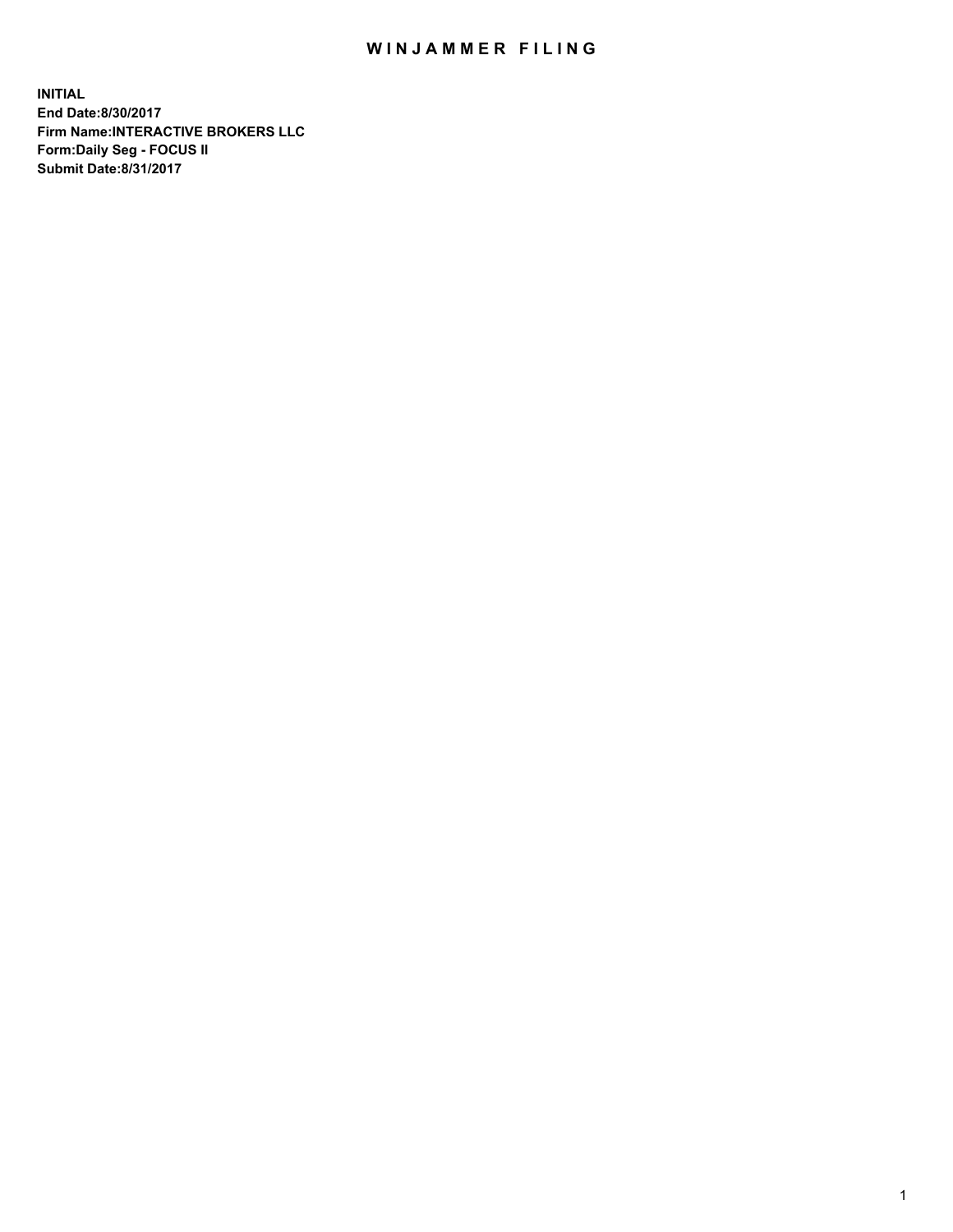# WINJAMMER FILING

**INITIAL**
**End Date:8/30/2017**
**Firm Name:INTERACTIVE BROKERS LLC**
**Form:Daily Seg - FOCUS II**
**Submit Date:8/31/2017**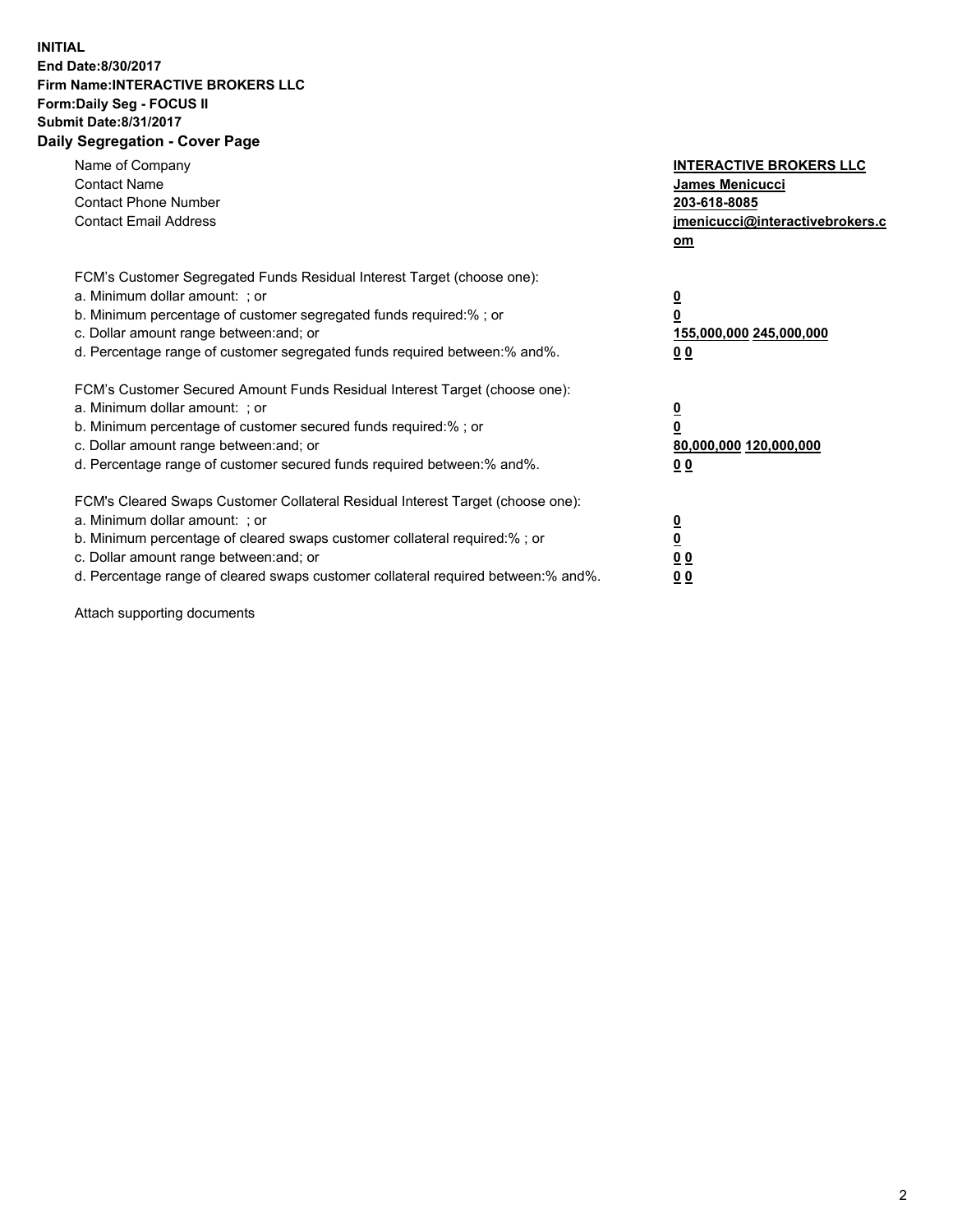**INITIAL**
**End Date:8/30/2017**
**Firm Name:INTERACTIVE BROKERS LLC**
**Form:Daily Seg - FOCUS II**
**Submit Date:8/31/2017**

## Daily Segregation - Cover Page

| | |
|---|---|
| Name of Company | **INTERACTIVE BROKERS LLC** |
| Contact Name | **James Menicucci** |
| Contact Phone Number | **203-618-8085** |
| Contact Email Address | **jmenicucci@interactivebrokers.com** |

FCM's Customer Segregated Funds Residual Interest Target (choose one):

| | |
|---|---|
| a. Minimum dollar amount: ; or | **0** |
| b. Minimum percentage of customer segregated funds required:% ; or | **0** |
| c. Dollar amount range between:and; or | **155,000,000 245,000,000** |
| d. Percentage range of customer segregated funds required between:% and%. | **0 0** |

FCM's Customer Secured Amount Funds Residual Interest Target (choose one):

| | |
|---|---|
| a. Minimum dollar amount: ; or | **0** |
| b. Minimum percentage of customer secured funds required:% ; or | **0** |
| c. Dollar amount range between:and; or | **80,000,000 120,000,000** |
| d. Percentage range of customer secured funds required between:% and%. | **0 0** |

FCM's Cleared Swaps Customer Collateral Residual Interest Target (choose one):

| | |
|---|---|
| a. Minimum dollar amount: ; or | **0** |
| b. Minimum percentage of cleared swaps customer collateral required:% ; or | **0** |
| c. Dollar amount range between:and; or | **0 0** |
| d. Percentage range of cleared swaps customer collateral required between:% and%. | **0 0** |

Attach supporting documents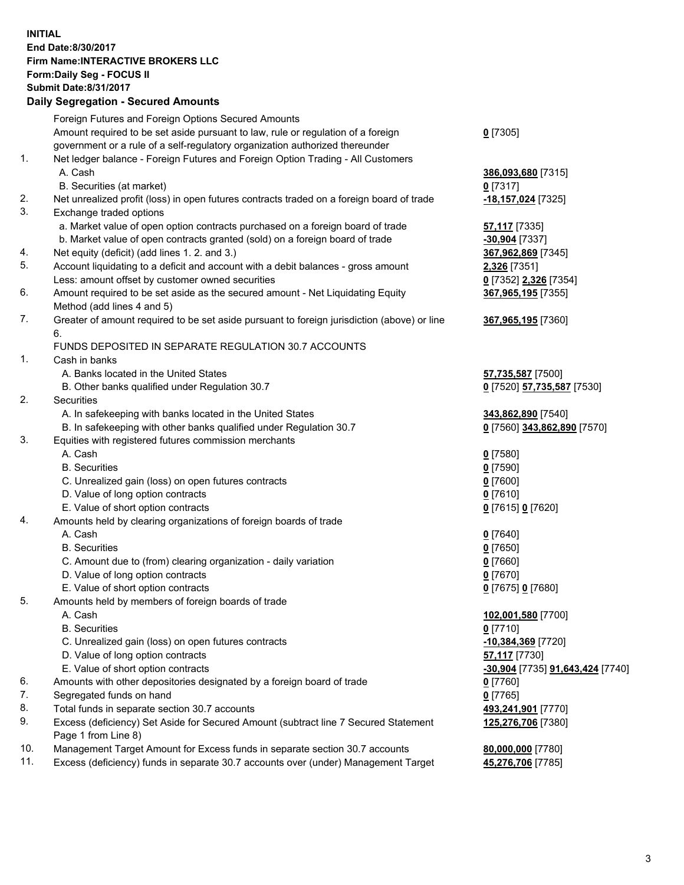**INITIAL**
**End Date:8/30/2017**
**Firm Name:INTERACTIVE BROKERS LLC**
**Form:Daily Seg - FOCUS II**
**Submit Date:8/31/2017**

## Daily Segregation - Secured Amounts

| | | |
|---|---|---|
| | Foreign Futures and Foreign Options Secured Amounts | |
| | Amount required to be set aside pursuant to law, rule or regulation of a foreign government or a rule of a self-regulatory organization authorized thereunder | **0** [7305] |
| 1. | Net ledger balance - Foreign Futures and Foreign Option Trading - All Customers | |
| | A. Cash | **386,093,680** [7315] |
| | B. Securities (at market) | **0** [7317] |
| 2. | Net unrealized profit (loss) in open futures contracts traded on a foreign board of trade | **-18,157,024** [7325] |
| 3. | Exchange traded options | |
| | a. Market value of open option contracts purchased on a foreign board of trade | **57,117** [7335] |
| | b. Market value of open contracts granted (sold) on a foreign board of trade | **-30,904** [7337] |
| 4. | Net equity (deficit) (add lines 1. 2. and 3.) | **367,962,869** [7345] |
| 5. | Account liquidating to a deficit and account with a debit balances - gross amount | **2,326** [7351] |
| | Less: amount offset by customer owned securities | **0** [7352] **2,326** [7354] |
| 6. | Amount required to be set aside as the secured amount - Net Liquidating Equity Method (add lines 4 and 5) | **367,965,195** [7355] |
| 7. | Greater of amount required to be set aside pursuant to foreign jurisdiction (above) or line 6. | **367,965,195** [7360] |
| | FUNDS DEPOSITED IN SEPARATE REGULATION 30.7 ACCOUNTS | |
| 1. | Cash in banks | |
| | A. Banks located in the United States | **57,735,587** [7500] |
| | B. Other banks qualified under Regulation 30.7 | **0** [7520] **57,735,587** [7530] |
| 2. | Securities | |
| | A. In safekeeping with banks located in the United States | **343,862,890** [7540] |
| | B. In safekeeping with other banks qualified under Regulation 30.7 | **0** [7560] **343,862,890** [7570] |
| 3. | Equities with registered futures commission merchants | |
| | A. Cash | **0** [7580] |
| | B. Securities | **0** [7590] |
| | C. Unrealized gain (loss) on open futures contracts | **0** [7600] |
| | D. Value of long option contracts | **0** [7610] |
| | E. Value of short option contracts | **0** [7615] **0** [7620] |
| 4. | Amounts held by clearing organizations of foreign boards of trade | |
| | A. Cash | **0** [7640] |
| | B. Securities | **0** [7650] |
| | C. Amount due to (from) clearing organization - daily variation | **0** [7660] |
| | D. Value of long option contracts | **0** [7670] |
| | E. Value of short option contracts | **0** [7675] **0** [7680] |
| 5. | Amounts held by members of foreign boards of trade | |
| | A. Cash | **102,001,580** [7700] |
| | B. Securities | **0** [7710] |
| | C. Unrealized gain (loss) on open futures contracts | **-10,384,369** [7720] |
| | D. Value of long option contracts | **57,117** [7730] |
| | E. Value of short option contracts | **-30,904** [7735] **91,643,424** [7740] |
| 6. | Amounts with other depositories designated by a foreign board of trade | **0** [7760] |
| 7. | Segregated funds on hand | **0** [7765] |
| 8. | Total funds in separate section 30.7 accounts | **493,241,901** [7770] |
| 9. | Excess (deficiency) Set Aside for Secured Amount (subtract line 7 Secured Statement Page 1 from Line 8) | **125,276,706** [7380] |
| 10. | Management Target Amount for Excess funds in separate section 30.7 accounts | **80,000,000** [7780] |
| 11. | Excess (deficiency) funds in separate 30.7 accounts over (under) Management Target | **45,276,706** [7785] |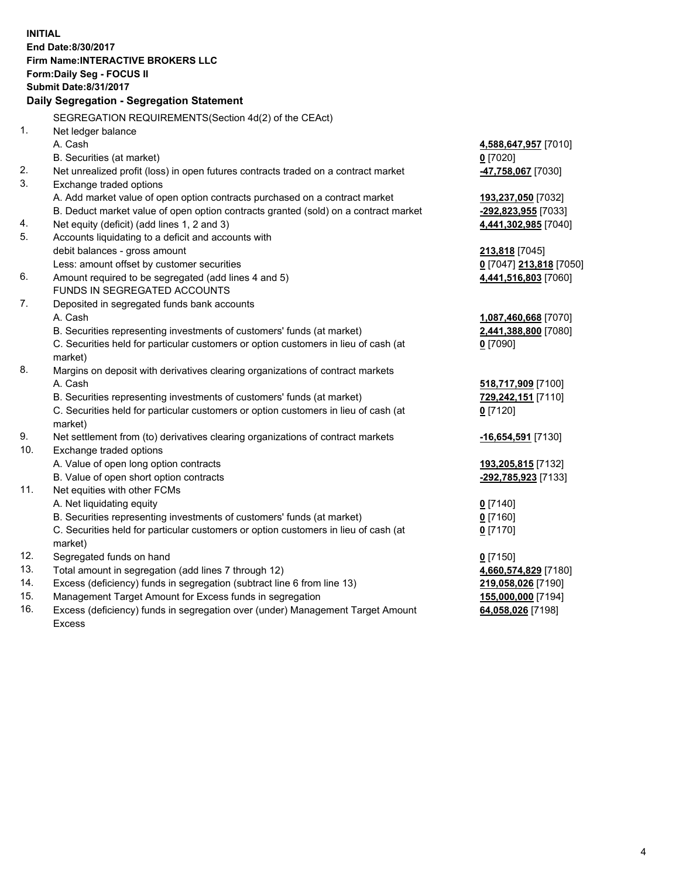**INITIAL**
**End Date:8/30/2017**
**Firm Name:INTERACTIVE BROKERS LLC**
**Form:Daily Seg - FOCUS II**
**Submit Date:8/31/2017**

**Daily Segregation - Segregation Statement**

| | | |
|---|---|---|
| | SEGREGATION REQUIREMENTS(Section 4d(2) of the CEAct) | |
| 1. | Net ledger balance | |
| | A. Cash | **4,588,647,957** [7010] |
| | B. Securities (at market) | **0** [7020] |
| 2. | Net unrealized profit (loss) in open futures contracts traded on a contract market | **-47,758,067** [7030] |
| 3. | Exchange traded options | |
| | A. Add market value of open option contracts purchased on a contract market | **193,237,050** [7032] |
| | B. Deduct market value of open option contracts granted (sold) on a contract market | **-292,823,955** [7033] |
| 4. | Net equity (deficit) (add lines 1, 2 and 3) | **4,441,302,985** [7040] |
| 5. | Accounts liquidating to a deficit and accounts with debit balances - gross amount | **213,818** [7045] |
| | Less: amount offset by customer securities | **0** [7047] **213,818** [7050] |
| 6. | Amount required to be segregated (add lines 4 and 5) | **4,441,516,803** [7060] |
| | FUNDS IN SEGREGATED ACCOUNTS | |
| 7. | Deposited in segregated funds bank accounts | |
| | A. Cash | **1,087,460,668** [7070] |
| | B. Securities representing investments of customers' funds (at market) | **2,441,388,800** [7080] |
| | C. Securities held for particular customers or option customers in lieu of cash (at market) | **0** [7090] |
| 8. | Margins on deposit with derivatives clearing organizations of contract markets | |
| | A. Cash | **518,717,909** [7100] |
| | B. Securities representing investments of customers' funds (at market) | **729,242,151** [7110] |
| | C. Securities held for particular customers or option customers in lieu of cash (at market) | **0** [7120] |
| 9. | Net settlement from (to) derivatives clearing organizations of contract markets | **-16,654,591** [7130] |
| 10. | Exchange traded options | |
| | A. Value of open long option contracts | **193,205,815** [7132] |
| | B. Value of open short option contracts | **-292,785,923** [7133] |
| 11. | Net equities with other FCMs | |
| | A. Net liquidating equity | **0** [7140] |
| | B. Securities representing investments of customers' funds (at market) | **0** [7160] |
| | C. Securities held for particular customers or option customers in lieu of cash (at market) | **0** [7170] |
| 12. | Segregated funds on hand | **0** [7150] |
| 13. | Total amount in segregation (add lines 7 through 12) | **4,660,574,829** [7180] |
| 14. | Excess (deficiency) funds in segregation (subtract line 6 from line 13) | **219,058,026** [7190] |
| 15. | Management Target Amount for Excess funds in segregation | **155,000,000** [7194] |
| 16. | Excess (deficiency) funds in segregation over (under) Management Target Amount Excess | **64,058,026** [7198] |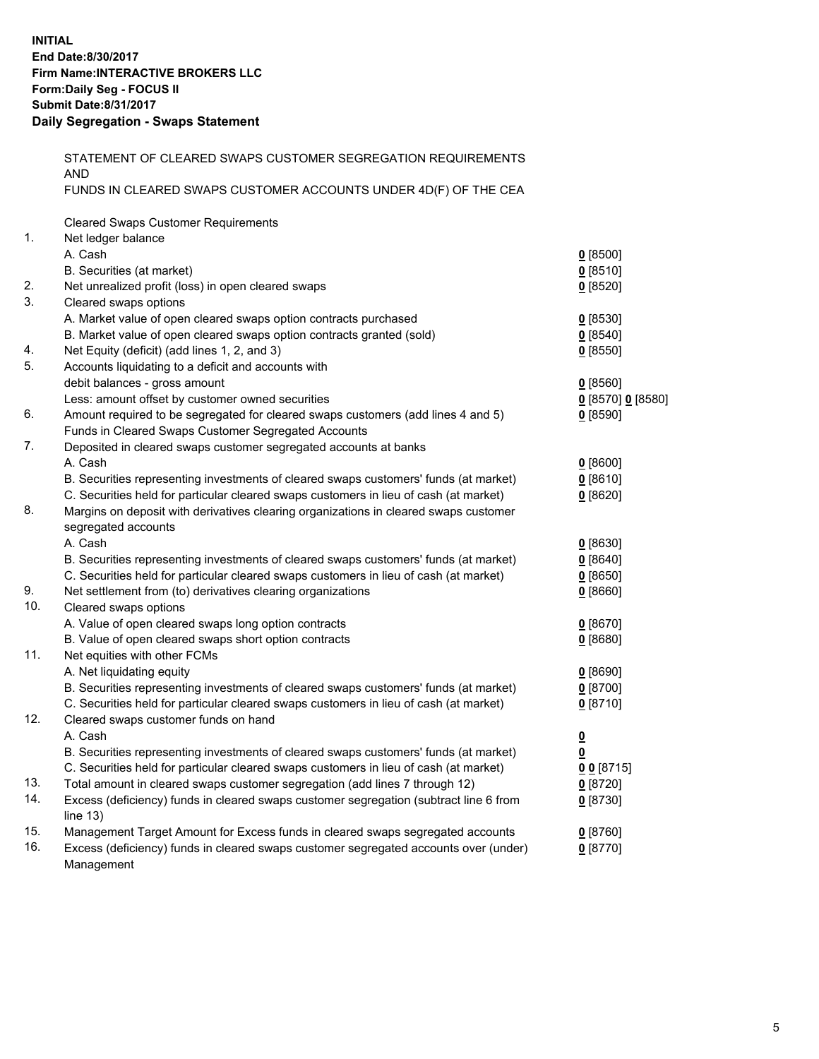**INITIAL**
**End Date:8/30/2017**
**Firm Name:INTERACTIVE BROKERS LLC**
**Form:Daily Seg - FOCUS II**
**Submit Date:8/31/2017**
**Daily Segregation - Swaps Statement**

STATEMENT OF CLEARED SWAPS CUSTOMER SEGREGATION REQUIREMENTS AND FUNDS IN CLEARED SWAPS CUSTOMER ACCOUNTS UNDER 4D(F) OF THE CEA

| | | |
|---|---|---|
| | Cleared Swaps Customer Requirements | |
| 1. | Net ledger balance | |
| | A. Cash | 0 [8500] |
| | B. Securities (at market) | 0 [8510] |
| 2. | Net unrealized profit (loss) in open cleared swaps | 0 [8520] |
| 3. | Cleared swaps options | |
| | A. Market value of open cleared swaps option contracts purchased | 0 [8530] |
| | B. Market value of open cleared swaps option contracts granted (sold) | 0 [8540] |
| 4. | Net Equity (deficit) (add lines 1, 2, and 3) | 0 [8550] |
| 5. | Accounts liquidating to a deficit and accounts with | |
| | debit balances - gross amount | 0 [8560] |
| | Less: amount offset by customer owned securities | 0 [8570] 0 [8580] |
| 6. | Amount required to be segregated for cleared swaps customers (add lines 4 and 5) | 0 [8590] |
| | Funds in Cleared Swaps Customer Segregated Accounts | |
| 7. | Deposited in cleared swaps customer segregated accounts at banks | |
| | A. Cash | 0 [8600] |
| | B. Securities representing investments of cleared swaps customers' funds (at market) | 0 [8610] |
| | C. Securities held for particular cleared swaps customers in lieu of cash (at market) | 0 [8620] |
| 8. | Margins on deposit with derivatives clearing organizations in cleared swaps customer segregated accounts | |
| | A. Cash | 0 [8630] |
| | B. Securities representing investments of cleared swaps customers' funds (at market) | 0 [8640] |
| | C. Securities held for particular cleared swaps customers in lieu of cash (at market) | 0 [8650] |
| 9. | Net settlement from (to) derivatives clearing organizations | 0 [8660] |
| 10. | Cleared swaps options | |
| | A. Value of open cleared swaps long option contracts | 0 [8670] |
| | B. Value of open cleared swaps short option contracts | 0 [8680] |
| 11. | Net equities with other FCMs | |
| | A. Net liquidating equity | 0 [8690] |
| | B. Securities representing investments of cleared swaps customers' funds (at market) | 0 [8700] |
| | C. Securities held for particular cleared swaps customers in lieu of cash (at market) | 0 [8710] |
| 12. | Cleared swaps customer funds on hand | |
| | A. Cash | 0 |
| | B. Securities representing investments of cleared swaps customers' funds (at market) | 0 |
| | C. Securities held for particular cleared swaps customers in lieu of cash (at market) | 0 0 [8715] |
| 13. | Total amount in cleared swaps customer segregation (add lines 7 through 12) | 0 [8720] |
| 14. | Excess (deficiency) funds in cleared swaps customer segregation (subtract line 6 from line 13) | 0 [8730] |
| 15. | Management Target Amount for Excess funds in cleared swaps segregated accounts | 0 [8760] |
| 16. | Excess (deficiency) funds in cleared swaps customer segregated accounts over (under) Management | 0 [8770] |